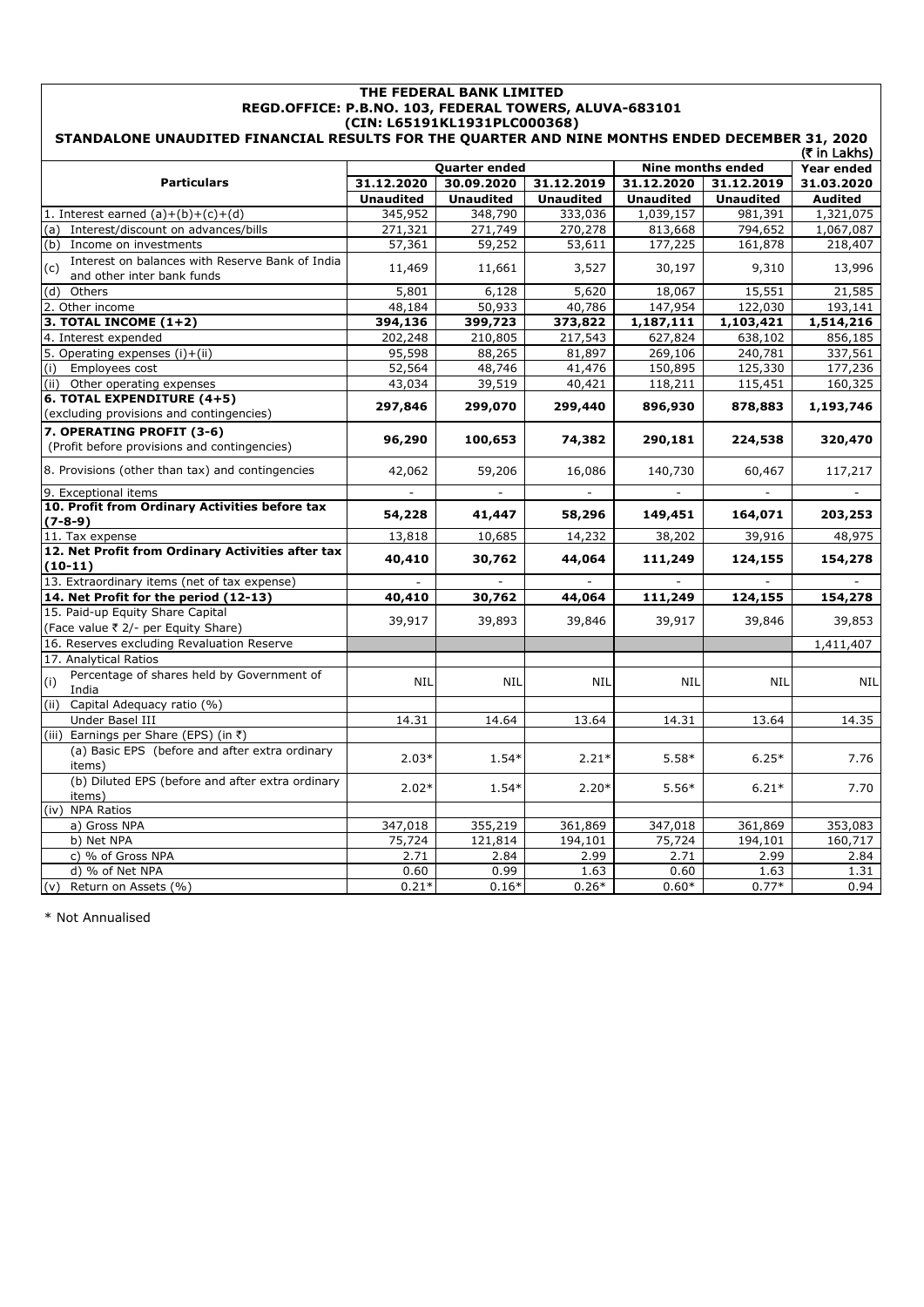# THE FEDERAL BANK LIMITED

## REGD.OFFICE: P.B.NO. 103, FEDERAL TOWERS, ALUVA-683101

## (CIN: L65191KL1931PLC000368)

## STANDALONE UNAUDITED FINANCIAL RESULTS FOR THE QUARTER AND NINE MONTHS ENDED DECEMBER 31, 2020

(₹ in Lakhs)

| Particulars | Quarter ended | | | Nine months ended | | Year ended |
|---|---|---|---|---|---|---|
| | 31.12.2020 | 30.09.2020 | 31.12.2019 | 31.12.2020 | 31.12.2019 | 31.03.2020 |
| | Unaudited | Unaudited | Unaudited | Unaudited | Unaudited | Audited |
| 1. Interest earned (a)+(b)+(c)+(d) | 345,952 | 348,790 | 333,036 | 1,039,157 | 981,391 | 1,321,075 |
| (a) Interest/discount on advances/bills | 271,321 | 271,749 | 270,278 | 813,668 | 794,652 | 1,067,087 |
| (b) Income on investments | 57,361 | 59,252 | 53,611 | 177,225 | 161,878 | 218,407 |
| (c) Interest on balances with Reserve Bank of India and other inter bank funds | 11,469 | 11,661 | 3,527 | 30,197 | 9,310 | 13,996 |
| (d) Others | 5,801 | 6,128 | 5,620 | 18,067 | 15,551 | 21,585 |
| 2. Other income | 48,184 | 50,933 | 40,786 | 147,954 | 122,030 | 193,141 |
| **3. TOTAL INCOME (1+2)** | **394,136** | **399,723** | **373,822** | **1,187,111** | **1,103,421** | **1,514,216** |
| 4. Interest expended | 202,248 | 210,805 | 217,543 | 627,824 | 638,102 | 856,185 |
| 5. Operating expenses (i)+(ii) | 95,598 | 88,265 | 81,897 | 269,106 | 240,781 | 337,561 |
| (i) Employees cost | 52,564 | 48,746 | 41,476 | 150,895 | 125,330 | 177,236 |
| (ii) Other operating expenses | 43,034 | 39,519 | 40,421 | 118,211 | 115,451 | 160,325 |
| **6. TOTAL EXPENDITURE (4+5)** (excluding provisions and contingencies) | **297,846** | **299,070** | **299,440** | **896,930** | **878,883** | **1,193,746** |
| **7. OPERATING PROFIT (3-6)** (Profit before provisions and contingencies) | **96,290** | **100,653** | **74,382** | **290,181** | **224,538** | **320,470** |
| 8. Provisions (other than tax) and contingencies | 42,062 | 59,206 | 16,086 | 140,730 | 60,467 | 117,217 |
| 9. Exceptional items | - | - | - | - | - | - |
| **10. Profit from Ordinary Activities before tax (7-8-9)** | **54,228** | **41,447** | **58,296** | **149,451** | **164,071** | **203,253** |
| 11. Tax expense | 13,818 | 10,685 | 14,232 | 38,202 | 39,916 | 48,975 |
| **12. Net Profit from Ordinary Activities after tax (10-11)** | **40,410** | **30,762** | **44,064** | **111,249** | **124,155** | **154,278** |
| 13. Extraordinary items (net of tax expense) | - | - | - | - | - | - |
| **14. Net Profit for the period (12-13)** | **40,410** | **30,762** | **44,064** | **111,249** | **124,155** | **154,278** |
| 15. Paid-up Equity Share Capital (Face value ₹ 2/- per Equity Share) | 39,917 | 39,893 | 39,846 | 39,917 | 39,846 | 39,853 |
| 16. Reserves excluding Revaluation Reserve | | | | | | 1,411,407 |
| 17. Analytical Ratios | | | | | | |
| (i) Percentage of shares held by Government of India | NIL | NIL | NIL | NIL | NIL | NIL |
| (ii) Capital Adequacy ratio (%) | | | | | | |
| Under Basel III | 14.31 | 14.64 | 13.64 | 14.31 | 13.64 | 14.35 |
| (iii) Earnings per Share (EPS) (in ₹) | | | | | | |
| (a) Basic EPS (before and after extra ordinary items) | 2.03* | 1.54* | 2.21* | 5.58* | 6.25* | 7.76 |
| (b) Diluted EPS (before and after extra ordinary items) | 2.02* | 1.54* | 2.20* | 5.56* | 6.21* | 7.70 |
| (iv) NPA Ratios | | | | | | |
| a) Gross NPA | 347,018 | 355,219 | 361,869 | 347,018 | 361,869 | 353,083 |
| b) Net NPA | 75,724 | 121,814 | 194,101 | 75,724 | 194,101 | 160,717 |
| c) % of Gross NPA | 2.71 | 2.84 | 2.99 | 2.71 | 2.99 | 2.84 |
| d) % of Net NPA | 0.60 | 0.99 | 1.63 | 0.60 | 1.63 | 1.31 |
| (v) Return on Assets (%) | 0.21* | 0.16* | 0.26* | 0.60* | 0.77* | 0.94 |

* Not Annualised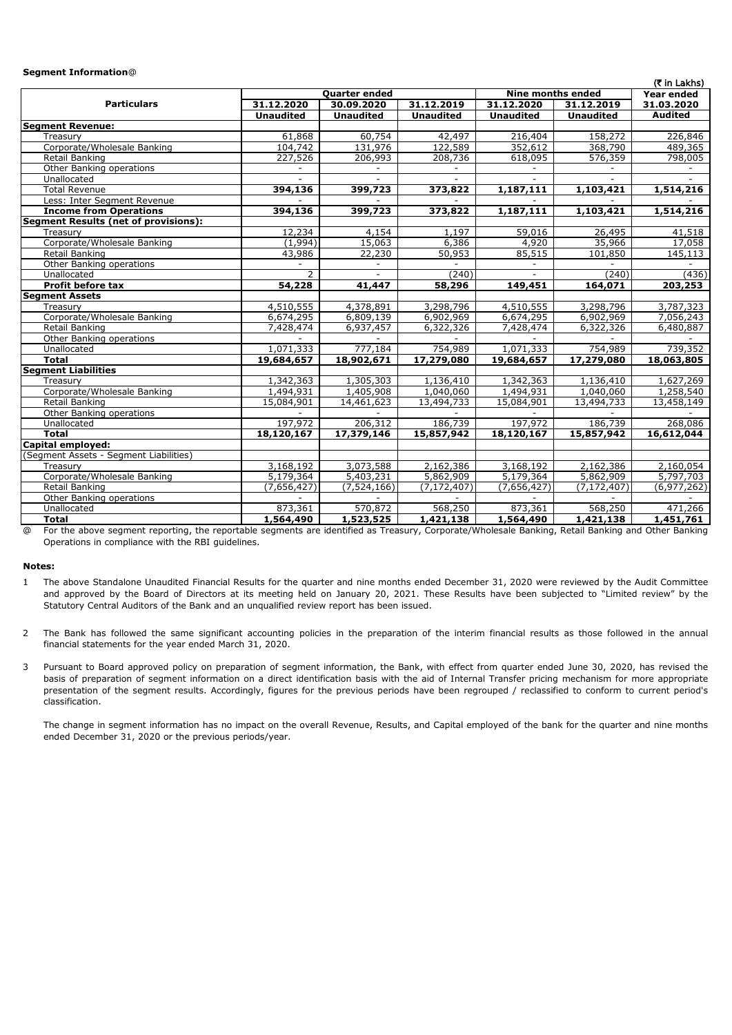**Segment Information@**

(₹ in Lakhs)

| Particulars | Quarter ended | | | Nine months ended | | Year ended |
|---|---|---|---|---|---|---|
| | 31.12.2020 | 30.09.2020 | 31.12.2019 | 31.12.2020 | 31.12.2019 | 31.03.2020 |
| | Unaudited | Unaudited | Unaudited | Unaudited | Unaudited | Audited |
| **Segment Revenue:** | | | | | | |
| Treasury | 61,868 | 60,754 | 42,497 | 216,404 | 158,272 | 226,846 |
| Corporate/Wholesale Banking | 104,742 | 131,976 | 122,589 | 352,612 | 368,790 | 489,365 |
| Retail Banking | 227,526 | 206,993 | 208,736 | 618,095 | 576,359 | 798,005 |
| Other Banking operations | - | - | - | - | - | - |
| Unallocated | - | - | - | - | - | - |
| Total Revenue | **394,136** | **399,723** | **373,822** | **1,187,111** | **1,103,421** | **1,514,216** |
| Less: Inter Segment Revenue | - | - | - | - | - | - |
| **Income from Operations** | **394,136** | **399,723** | **373,822** | **1,187,111** | **1,103,421** | **1,514,216** |
| **Segment Results (net of provisions):** | | | | | | |
| Treasury | 12,234 | 4,154 | 1,197 | 59,016 | 26,495 | 41,518 |
| Corporate/Wholesale Banking | (1,994) | 15,063 | 6,386 | 4,920 | 35,966 | 17,058 |
| Retail Banking | 43,986 | 22,230 | 50,953 | 85,515 | 101,850 | 145,113 |
| Other Banking operations | - | - | - | - | - | - |
| Unallocated | 2 | - | (240) | - | (240) | (436) |
| **Profit before tax** | **54,228** | **41,447** | **58,296** | **149,451** | **164,071** | **203,253** |
| **Segment Assets** | | | | | | |
| Treasury | 4,510,555 | 4,378,891 | 3,298,796 | 4,510,555 | 3,298,796 | 3,787,323 |
| Corporate/Wholesale Banking | 6,674,295 | 6,809,139 | 6,902,969 | 6,674,295 | 6,902,969 | 7,056,243 |
| Retail Banking | 7,428,474 | 6,937,457 | 6,322,326 | 7,428,474 | 6,322,326 | 6,480,887 |
| Other Banking operations | - | - | - | - | - | - |
| Unallocated | 1,071,333 | 777,184 | 754,989 | 1,071,333 | 754,989 | 739,352 |
| **Total** | **19,684,657** | **18,902,671** | **17,279,080** | **19,684,657** | **17,279,080** | **18,063,805** |
| **Segment Liabilities** | | | | | | |
| Treasury | 1,342,363 | 1,305,303 | 1,136,410 | 1,342,363 | 1,136,410 | 1,627,269 |
| Corporate/Wholesale Banking | 1,494,931 | 1,405,908 | 1,040,060 | 1,494,931 | 1,040,060 | 1,258,540 |
| Retail Banking | 15,084,901 | 14,461,623 | 13,494,733 | 15,084,901 | 13,494,733 | 13,458,149 |
| Other Banking operations | - | - | - | - | - | - |
| Unallocated | 197,972 | 206,312 | 186,739 | 197,972 | 186,739 | 268,086 |
| **Total** | **18,120,167** | **17,379,146** | **15,857,942** | **18,120,167** | **15,857,942** | **16,612,044** |
| **Capital employed:** | | | | | | |
| (Segment Assets - Segment Liabilities) | | | | | | |
| Treasury | 3,168,192 | 3,073,588 | 2,162,386 | 3,168,192 | 2,162,386 | 2,160,054 |
| Corporate/Wholesale Banking | 5,179,364 | 5,403,231 | 5,862,909 | 5,179,364 | 5,862,909 | 5,797,703 |
| Retail Banking | (7,656,427) | (7,524,166) | (7,172,407) | (7,656,427) | (7,172,407) | (6,977,262) |
| Other Banking operations | - | - | - | - | - | - |
| Unallocated | 873,361 | 570,872 | 568,250 | 873,361 | 568,250 | 471,266 |
| **Total** | **1,564,490** | **1,523,525** | **1,421,138** | **1,564,490** | **1,421,138** | **1,451,761** |

@ For the above segment reporting, the reportable segments are identified as Treasury, Corporate/Wholesale Banking, Retail Banking and Other Banking Operations in compliance with the RBI guidelines.

**Notes:**

1. The above Standalone Unaudited Financial Results for the quarter and nine months ended December 31, 2020 were reviewed by the Audit Committee and approved by the Board of Directors at its meeting held on January 20, 2021. These Results have been subjected to "Limited review" by the Statutory Central Auditors of the Bank and an unqualified review report has been issued.

2. The Bank has followed the same significant accounting policies in the preparation of the interim financial results as those followed in the annual financial statements for the year ended March 31, 2020.

3. Pursuant to Board approved policy on preparation of segment information, the Bank, with effect from quarter ended June 30, 2020, has revised the basis of preparation of segment information on a direct identification basis with the aid of Internal Transfer pricing mechanism for more appropriate presentation of the segment results. Accordingly, figures for the previous periods have been regrouped / reclassified to conform to current period's classification.

   The change in segment information has no impact on the overall Revenue, Results, and Capital employed of the bank for the quarter and nine months ended December 31, 2020 or the previous periods/year.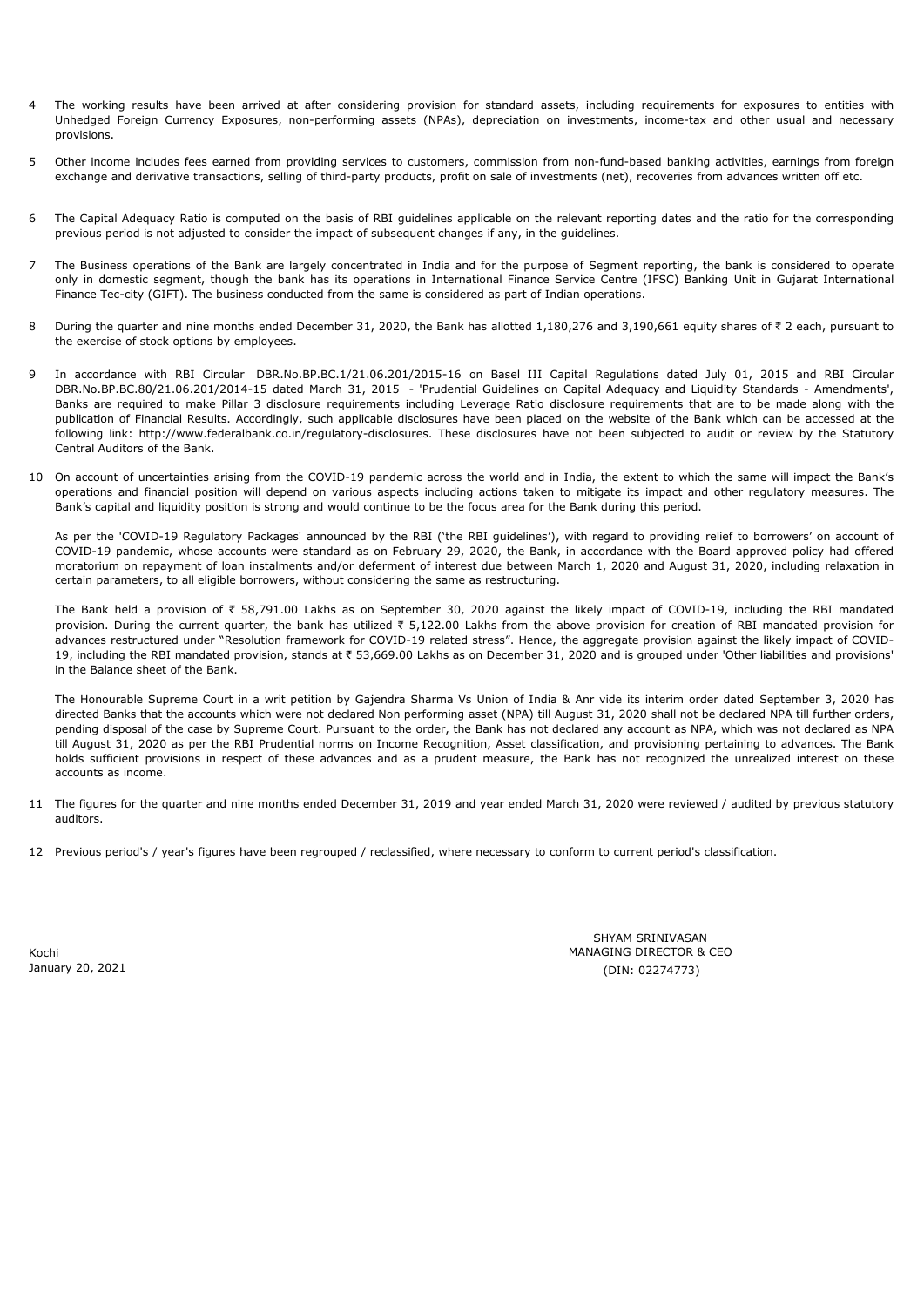4 The working results have been arrived at after considering provision for standard assets, including requirements for exposures to entities with Unhedged Foreign Currency Exposures, non-performing assets (NPAs), depreciation on investments, income-tax and other usual and necessary provisions.

5 Other income includes fees earned from providing services to customers, commission from non-fund-based banking activities, earnings from foreign exchange and derivative transactions, selling of third-party products, profit on sale of investments (net), recoveries from advances written off etc.

6 The Capital Adequacy Ratio is computed on the basis of RBI guidelines applicable on the relevant reporting dates and the ratio for the corresponding previous period is not adjusted to consider the impact of subsequent changes if any, in the guidelines.

7 The Business operations of the Bank are largely concentrated in India and for the purpose of Segment reporting, the bank is considered to operate only in domestic segment, though the bank has its operations in International Finance Service Centre (IFSC) Banking Unit in Gujarat International Finance Tec-city (GIFT). The business conducted from the same is considered as part of Indian operations.

8 During the quarter and nine months ended December 31, 2020, the Bank has allotted 1,180,276 and 3,190,661 equity shares of ₹ 2 each, pursuant to the exercise of stock options by employees.

9 In accordance with RBI Circular DBR.No.BP.BC.1/21.06.201/2015-16 on Basel III Capital Regulations dated July 01, 2015 and RBI Circular DBR.No.BP.BC.80/21.06.201/2014-15 dated March 31, 2015 - 'Prudential Guidelines on Capital Adequacy and Liquidity Standards - Amendments', Banks are required to make Pillar 3 disclosure requirements including Leverage Ratio disclosure requirements that are to be made along with the publication of Financial Results. Accordingly, such applicable disclosures have been placed on the website of the Bank which can be accessed at the following link: http://www.federalbank.co.in/regulatory-disclosures. These disclosures have not been subjected to audit or review by the Statutory Central Auditors of the Bank.

10 On account of uncertainties arising from the COVID-19 pandemic across the world and in India, the extent to which the same will impact the Bank's operations and financial position will depend on various aspects including actions taken to mitigate its impact and other regulatory measures. The Bank's capital and liquidity position is strong and would continue to be the focus area for the Bank during this period.

As per the 'COVID-19 Regulatory Packages' announced by the RBI ('the RBI guidelines'), with regard to providing relief to borrowers' on account of COVID-19 pandemic, whose accounts were standard as on February 29, 2020, the Bank, in accordance with the Board approved policy had offered moratorium on repayment of loan instalments and/or deferment of interest due between March 1, 2020 and August 31, 2020, including relaxation in certain parameters, to all eligible borrowers, without considering the same as restructuring.

The Bank held a provision of ₹ 58,791.00 Lakhs as on September 30, 2020 against the likely impact of COVID-19, including the RBI mandated provision. During the current quarter, the bank has utilized ₹ 5,122.00 Lakhs from the above provision for creation of RBI mandated provision for advances restructured under "Resolution framework for COVID-19 related stress". Hence, the aggregate provision against the likely impact of COVID-19, including the RBI mandated provision, stands at ₹ 53,669.00 Lakhs as on December 31, 2020 and is grouped under 'Other liabilities and provisions' in the Balance sheet of the Bank.

The Honourable Supreme Court in a writ petition by Gajendra Sharma Vs Union of India & Anr vide its interim order dated September 3, 2020 has directed Banks that the accounts which were not declared Non performing asset (NPA) till August 31, 2020 shall not be declared NPA till further orders, pending disposal of the case by Supreme Court. Pursuant to the order, the Bank has not declared any account as NPA, which was not declared as NPA till August 31, 2020 as per the RBI Prudential norms on Income Recognition, Asset classification, and provisioning pertaining to advances. The Bank holds sufficient provisions in respect of these advances and as a prudent measure, the Bank has not recognized the unrealized interest on these accounts as income.

11 The figures for the quarter and nine months ended December 31, 2019 and year ended March 31, 2020 were reviewed / audited by previous statutory auditors.

12 Previous period's / year's figures have been regrouped / reclassified, where necessary to conform to current period's classification.

Kochi
January 20, 2021

SHYAM SRINIVASAN
MANAGING DIRECTOR & CEO
(DIN: 02274773)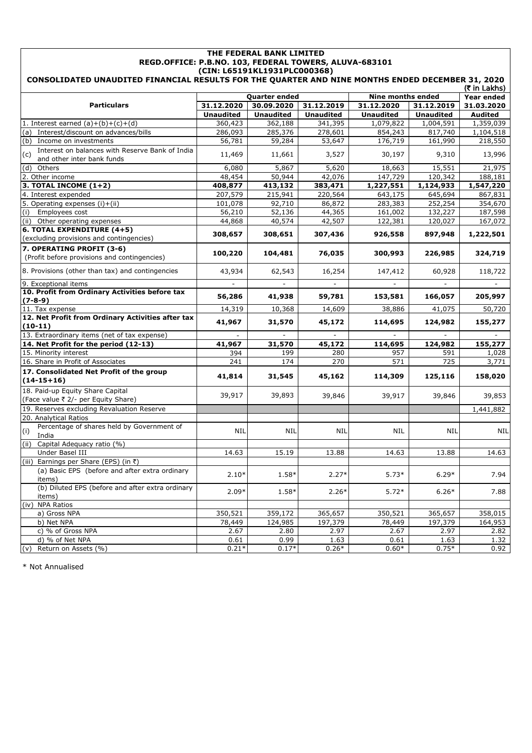# THE FEDERAL BANK LIMITED

## REGD.OFFICE: P.B.NO. 103, FEDERAL TOWERS, ALUVA-683101

## (CIN: L65191KL1931PLC000368)

## CONSOLIDATED UNAUDITED FINANCIAL RESULTS FOR THE QUARTER AND NINE MONTHS ENDED DECEMBER 31, 2020

(₹ in Lakhs)

| Particulars | Quarter ended | | | Nine months ended | | Year ended |
|---|---|---|---|---|---|---|
| | 31.12.2020 | 30.09.2020 | 31.12.2019 | 31.12.2020 | 31.12.2019 | 31.03.2020 |
| | **Unaudited** | **Unaudited** | **Unaudited** | **Unaudited** | **Unaudited** | **Audited** |
| 1. Interest earned (a)+(b)+(c)+(d) | 360,423 | 362,188 | 341,395 | 1,079,822 | 1,004,591 | 1,359,039 |
| (a) Interest/discount on advances/bills | 286,093 | 285,376 | 278,601 | 854,243 | 817,740 | 1,104,518 |
| (b) Income on investments | 56,781 | 59,284 | 53,647 | 176,719 | 161,990 | 218,550 |
| (c) Interest on balances with Reserve Bank of India and other inter bank funds | 11,469 | 11,661 | 3,527 | 30,197 | 9,310 | 13,996 |
| (d) Others | 6,080 | 5,867 | 5,620 | 18,663 | 15,551 | 21,975 |
| 2. Other income | 48,454 | 50,944 | 42,076 | 147,729 | 120,342 | 188,181 |
| **3. TOTAL INCOME (1+2)** | **408,877** | **413,132** | **383,471** | **1,227,551** | **1,124,933** | **1,547,220** |
| 4. Interest expended | 207,579 | 215,941 | 220,564 | 643,175 | 645,694 | 867,831 |
| 5. Operating expenses (i)+(ii) | 101,078 | 92,710 | 86,872 | 283,383 | 252,254 | 354,670 |
| (i) Employees cost | 56,210 | 52,136 | 44,365 | 161,002 | 132,227 | 187,598 |
| (ii) Other operating expenses | 44,868 | 40,574 | 42,507 | 122,381 | 120,027 | 167,072 |
| **6. TOTAL EXPENDITURE (4+5)** (excluding provisions and contingencies) | **308,657** | **308,651** | **307,436** | **926,558** | **897,948** | **1,222,501** |
| **7. OPERATING PROFIT (3-6)** (Profit before provisions and contingencies) | **100,220** | **104,481** | **76,035** | **300,993** | **226,985** | **324,719** |
| 8. Provisions (other than tax) and contingencies | 43,934 | 62,543 | 16,254 | 147,412 | 60,928 | 118,722 |
| 9. Exceptional items | - | - | - | - | - | - |
| **10. Profit from Ordinary Activities before tax (7-8-9)** | **56,286** | **41,938** | **59,781** | **153,581** | **166,057** | **205,997** |
| 11. Tax expense | 14,319 | 10,368 | 14,609 | 38,886 | 41,075 | 50,720 |
| **12. Net Profit from Ordinary Activities after tax (10-11)** | **41,967** | **31,570** | **45,172** | **114,695** | **124,982** | **155,277** |
| 13. Extraordinary items (net of tax expense) | - | - | - | - | - | - |
| **14. Net Profit for the period (12-13)** | **41,967** | **31,570** | **45,172** | **114,695** | **124,982** | **155,277** |
| 15. Minority interest | 394 | 199 | 280 | 957 | 591 | 1,028 |
| 16. Share in Profit of Associates | 241 | 174 | 270 | 571 | 725 | 3,771 |
| **17. Consolidated Net Profit of the group (14-15+16)** | **41,814** | **31,545** | **45,162** | **114,309** | **125,116** | **158,020** |
| 18. Paid-up Equity Share Capital (Face value ₹ 2/- per Equity Share) | 39,917 | 39,893 | 39,846 | 39,917 | 39,846 | 39,853 |
| 19. Reserves excluding Revaluation Reserve | | | | | | 1,441,882 |
| 20. Analytical Ratios | | | | | | |
| (i) Percentage of shares held by Government of India | NIL | NIL | NIL | NIL | NIL | NIL |
| (ii) Capital Adequacy ratio (%) | | | | | | |
| Under Basel III | 14.63 | 15.19 | 13.88 | 14.63 | 13.88 | 14.63 |
| (iii) Earnings per Share (EPS) (in ₹) | | | | | | |
| (a) Basic EPS (before and after extra ordinary items) | 2.10* | 1.58* | 2.27* | 5.73* | 6.29* | 7.94 |
| (b) Diluted EPS (before and after extra ordinary items) | 2.09* | 1.58* | 2.26* | 5.72* | 6.26* | 7.88 |
| (iv) NPA Ratios | | | | | | |
| a) Gross NPA | 350,521 | 359,172 | 365,657 | 350,521 | 365,657 | 358,015 |
| b) Net NPA | 78,449 | 124,985 | 197,379 | 78,449 | 197,379 | 164,953 |
| c) % of Gross NPA | 2.67 | 2.80 | 2.97 | 2.67 | 2.97 | 2.82 |
| d) % of Net NPA | 0.61 | 0.99 | 1.63 | 0.61 | 1.63 | 1.32 |
| (v) Return on Assets (%) | 0.21* | 0.17* | 0.26* | 0.60* | 0.75* | 0.92 |

* Not Annualised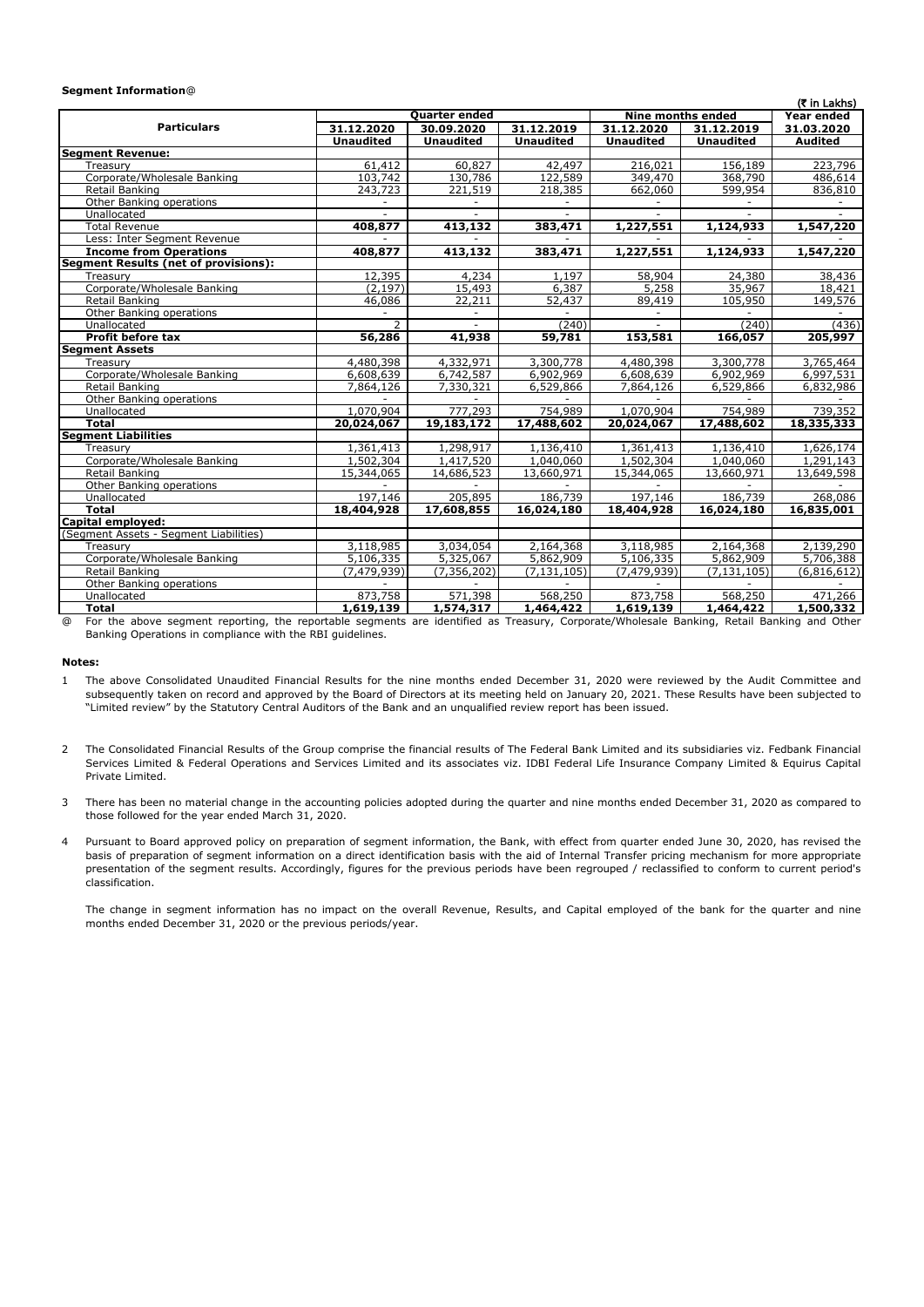**Segment Information@**

(₹ in Lakhs)

| Particulars | Quarter ended | | | Nine months ended | | Year ended |
|---|---|---|---|---|---|---|
| | 31.12.2020 | 30.09.2020 | 31.12.2019 | 31.12.2020 | 31.12.2019 | 31.03.2020 |
| | Unaudited | Unaudited | Unaudited | Unaudited | Unaudited | Audited |
| **Segment Revenue:** | | | | | | |
| Treasury | 61,412 | 60,827 | 42,497 | 216,021 | 156,189 | 223,796 |
| Corporate/Wholesale Banking | 103,742 | 130,786 | 122,589 | 349,470 | 368,790 | 486,614 |
| Retail Banking | 243,723 | 221,519 | 218,385 | 662,060 | 599,954 | 836,810 |
| Other Banking operations | - | - | - | - | - | - |
| Unallocated | - | - | - | - | - | - |
| Total Revenue | **408,877** | **413,132** | **383,471** | **1,227,551** | **1,124,933** | **1,547,220** |
| Less: Inter Segment Revenue | - | - | - | - | - | - |
| **Income from Operations** | **408,877** | **413,132** | **383,471** | **1,227,551** | **1,124,933** | **1,547,220** |
| **Segment Results (net of provisions):** | | | | | | |
| Treasury | 12,395 | 4,234 | 1,197 | 58,904 | 24,380 | 38,436 |
| Corporate/Wholesale Banking | (2,197) | 15,493 | 6,387 | 5,258 | 35,967 | 18,421 |
| Retail Banking | 46,086 | 22,211 | 52,437 | 89,419 | 105,950 | 149,576 |
| Other Banking operations | - | - | - | - | - | - |
| Unallocated | 2 | - | (240) | - | (240) | (436) |
| **Profit before tax** | **56,286** | **41,938** | **59,781** | **153,581** | **166,057** | **205,997** |
| **Segment Assets** | | | | | | |
| Treasury | 4,480,398 | 4,332,971 | 3,300,778 | 4,480,398 | 3,300,778 | 3,765,464 |
| Corporate/Wholesale Banking | 6,608,639 | 6,742,587 | 6,902,969 | 6,608,639 | 6,902,969 | 6,997,531 |
| Retail Banking | 7,864,126 | 7,330,321 | 6,529,866 | 7,864,126 | 6,529,866 | 6,832,986 |
| Other Banking operations | - | - | - | - | - | - |
| Unallocated | 1,070,904 | 777,293 | 754,989 | 1,070,904 | 754,989 | 739,352 |
| **Total** | **20,024,067** | **19,183,172** | **17,488,602** | **20,024,067** | **17,488,602** | **18,335,333** |
| **Segment Liabilities** | | | | | | |
| Treasury | 1,361,413 | 1,298,917 | 1,136,410 | 1,361,413 | 1,136,410 | 1,626,174 |
| Corporate/Wholesale Banking | 1,502,304 | 1,417,520 | 1,040,060 | 1,502,304 | 1,040,060 | 1,291,143 |
| Retail Banking | 15,344,065 | 14,686,523 | 13,660,971 | 15,344,065 | 13,660,971 | 13,649,598 |
| Other Banking operations | - | - | - | - | - | - |
| Unallocated | 197,146 | 205,895 | 186,739 | 197,146 | 186,739 | 268,086 |
| **Total** | **18,404,928** | **17,608,855** | **16,024,180** | **18,404,928** | **16,024,180** | **16,835,001** |
| **Capital employed:** | | | | | | |
| (Segment Assets - Segment Liabilities) | | | | | | |
| Treasury | 3,118,985 | 3,034,054 | 2,164,368 | 3,118,985 | 2,164,368 | 2,139,290 |
| Corporate/Wholesale Banking | 5,106,335 | 5,325,067 | 5,862,909 | 5,106,335 | 5,862,909 | 5,706,388 |
| Retail Banking | (7,479,939) | (7,356,202) | (7,131,105) | (7,479,939) | (7,131,105) | (6,816,612) |
| Other Banking operations | - | - | - | - | - | - |
| Unallocated | 873,758 | 571,398 | 568,250 | 873,758 | 568,250 | 471,266 |
| **Total** | **1,619,139** | **1,574,317** | **1,464,422** | **1,619,139** | **1,464,422** | **1,500,332** |

@ For the above segment reporting, the reportable segments are identified as Treasury, Corporate/Wholesale Banking, Retail Banking and Other Banking Operations in compliance with the RBI guidelines.

**Notes:**

1 The above Consolidated Unaudited Financial Results for the nine months ended December 31, 2020 were reviewed by the Audit Committee and subsequently taken on record and approved by the Board of Directors at its meeting held on January 20, 2021. These Results have been subjected to "Limited review" by the Statutory Central Auditors of the Bank and an unqualified review report has been issued.

2 The Consolidated Financial Results of the Group comprise the financial results of The Federal Bank Limited and its subsidiaries viz. Fedbank Financial Services Limited & Federal Operations and Services Limited and its associates viz. IDBI Federal Life Insurance Company Limited & Equirus Capital Private Limited.

3 There has been no material change in the accounting policies adopted during the quarter and nine months ended December 31, 2020 as compared to those followed for the year ended March 31, 2020.

4 Pursuant to Board approved policy on preparation of segment information, the Bank, with effect from quarter ended June 30, 2020, has revised the basis of preparation of segment information on a direct identification basis with the aid of Internal Transfer pricing mechanism for more appropriate presentation of the segment results. Accordingly, figures for the previous periods have been regrouped / reclassified to conform to current period's classification.

The change in segment information has no impact on the overall Revenue, Results, and Capital employed of the bank for the quarter and nine months ended December 31, 2020 or the previous periods/year.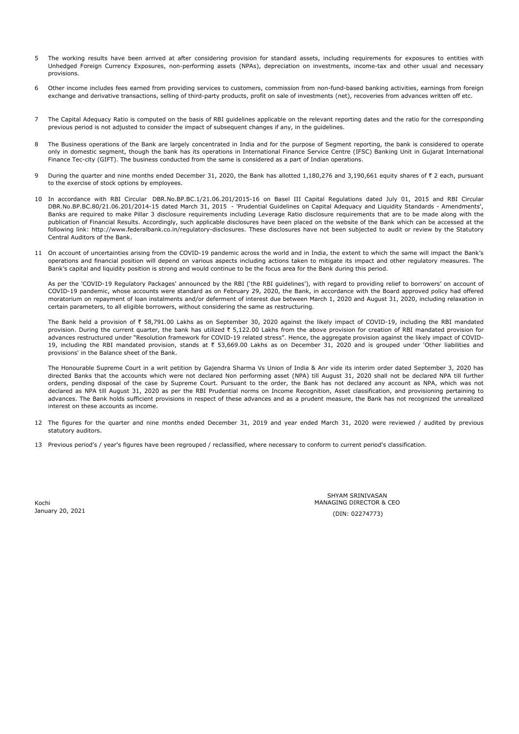5 The working results have been arrived at after considering provision for standard assets, including requirements for exposures to entities with Unhedged Foreign Currency Exposures, non-performing assets (NPAs), depreciation on investments, income-tax and other usual and necessary provisions.

6 Other income includes fees earned from providing services to customers, commission from non-fund-based banking activities, earnings from foreign exchange and derivative transactions, selling of third-party products, profit on sale of investments (net), recoveries from advances written off etc.

7 The Capital Adequacy Ratio is computed on the basis of RBI guidelines applicable on the relevant reporting dates and the ratio for the corresponding previous period is not adjusted to consider the impact of subsequent changes if any, in the guidelines.

8 The Business operations of the Bank are largely concentrated in India and for the purpose of Segment reporting, the bank is considered to operate only in domestic segment, though the bank has its operations in International Finance Service Centre (IFSC) Banking Unit in Gujarat International Finance Tec-city (GIFT). The business conducted from the same is considered as a part of Indian operations.

9 During the quarter and nine months ended December 31, 2020, the Bank has allotted 1,180,276 and 3,190,661 equity shares of ₹ 2 each, pursuant to the exercise of stock options by employees.

10 In accordance with RBI Circular DBR.No.BP.BC.1/21.06.201/2015-16 on Basel III Capital Regulations dated July 01, 2015 and RBI Circular DBR.No.BP.BC.80/21.06.201/2014-15 dated March 31, 2015 - 'Prudential Guidelines on Capital Adequacy and Liquidity Standards - Amendments', Banks are required to make Pillar 3 disclosure requirements including Leverage Ratio disclosure requirements that are to be made along with the publication of Financial Results. Accordingly, such applicable disclosures have been placed on the website of the Bank which can be accessed at the following link: http://www.federalbank.co.in/regulatory-disclosures. These disclosures have not been subjected to audit or review by the Statutory Central Auditors of the Bank.

11 On account of uncertainties arising from the COVID-19 pandemic across the world and in India, the extent to which the same will impact the Bank's operations and financial position will depend on various aspects including actions taken to mitigate its impact and other regulatory measures. The Bank's capital and liquidity position is strong and would continue to be the focus area for the Bank during this period.

As per the 'COVID-19 Regulatory Packages' announced by the RBI ('the RBI guidelines'), with regard to providing relief to borrowers' on account of COVID-19 pandemic, whose accounts were standard as on February 29, 2020, the Bank, in accordance with the Board approved policy had offered moratorium on repayment of loan instalments and/or deferment of interest due between March 1, 2020 and August 31, 2020, including relaxation in certain parameters, to all eligible borrowers, without considering the same as restructuring.

The Bank held a provision of ₹ 58,791.00 Lakhs as on September 30, 2020 against the likely impact of COVID-19, including the RBI mandated provision. During the current quarter, the bank has utilized ₹ 5,122.00 Lakhs from the above provision for creation of RBI mandated provision for advances restructured under "Resolution framework for COVID-19 related stress". Hence, the aggregate provision against the likely impact of COVID-19, including the RBI mandated provision, stands at ₹ 53,669.00 Lakhs as on December 31, 2020 and is grouped under 'Other liabilities and provisions' in the Balance sheet of the Bank.

The Honourable Supreme Court in a writ petition by Gajendra Sharma Vs Union of India & Anr vide its interim order dated September 3, 2020 has directed Banks that the accounts which were not declared Non performing asset (NPA) till August 31, 2020 shall not be declared NPA till further orders, pending disposal of the case by Supreme Court. Pursuant to the order, the Bank has not declared any account as NPA, which was not declared as NPA till August 31, 2020 as per the RBI Prudential norms on Income Recognition, Asset classification, and provisioning pertaining to advances. The Bank holds sufficient provisions in respect of these advances and as a prudent measure, the Bank has not recognized the unrealized interest on these accounts as income.

12 The figures for the quarter and nine months ended December 31, 2019 and year ended March 31, 2020 were reviewed / audited by previous statutory auditors.

13 Previous period's / year's figures have been regrouped / reclassified, where necessary to conform to current period's classification.

Kochi
January 20, 2021

SHYAM SRINIVASAN
MANAGING DIRECTOR & CEO
(DIN: 02274773)